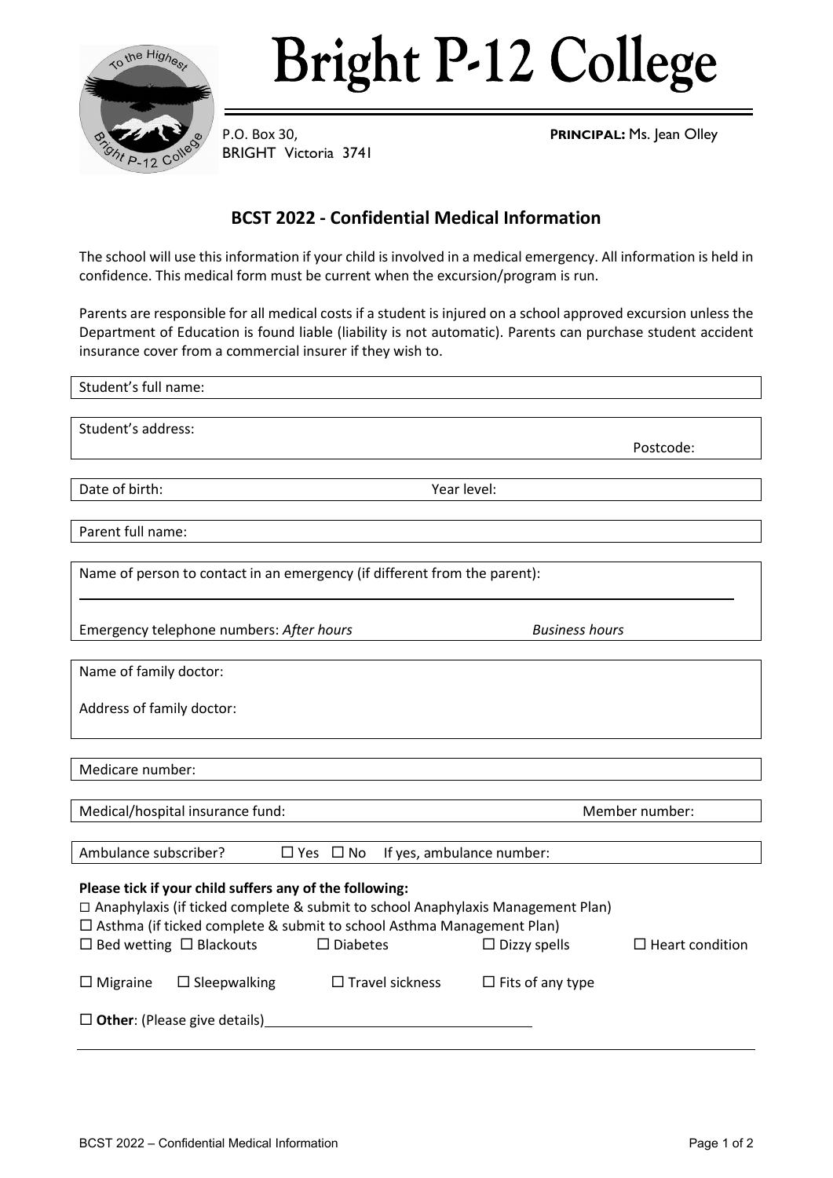# Bright P-12 College

P.O. Box 30,
BRIGHT Victoria 3741

**PRINCIPAL:** Ms. Jean Olley

## BCST 2022 - Confidential Medical Information

The school will use this information if your child is involved in a medical emergency. All information is held in confidence. This medical form must be current when the excursion/program is run.

Parents are responsible for all medical costs if a student is injured on a school approved excursion unless the Department of Education is found liable (liability is not automatic). Parents can purchase student accident insurance cover from a commercial insurer if they wish to.

Student's full name:

Student's address:

Postcode:

Date of birth: Year level:

Parent full name:

Name of person to contact in an emergency (if different from the parent):

Emergency telephone numbers: *After hours* *Business hours*

Name of family doctor:

Address of family doctor:

Medicare number:

Medical/hospital insurance fund: Member number:

Ambulance subscriber? ☐ Yes ☐ No If yes, ambulance number:

**Please tick if your child suffers any of the following:**

☐ Anaphylaxis (if ticked complete & submit to school Anaphylaxis Management Plan)
☐ Asthma (if ticked complete & submit to school Asthma Management Plan)
☐ Bed wetting ☐ Blackouts ☐ Diabetes ☐ Dizzy spells ☐ Heart condition
☐ Migraine ☐ Sleepwalking ☐ Travel sickness ☐ Fits of any type

☐ **Other**: (Please give details)\_\_\_\_\_\_\_\_\_\_\_\_\_\_\_\_\_\_\_\_\_\_\_\_\_\_\_\_\_\_\_\_\_\_\_\_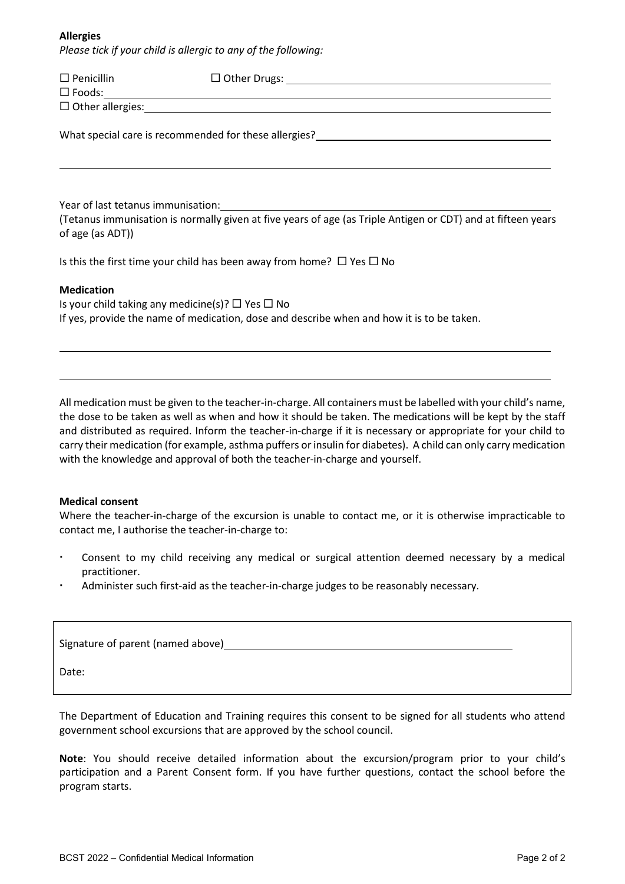**Allergies**

*Please tick if your child is allergic to any of the following:*

☐ Penicillin ☐ Other Drugs: \_\_\_\_\_\_\_\_\_\_\_\_\_\_\_\_\_\_\_\_\_\_\_\_\_\_\_\_

☐ Foods: \_\_\_\_\_\_\_\_\_\_\_\_\_\_\_\_\_\_\_\_\_\_\_\_\_\_\_\_

☐ Other allergies: \_\_\_\_\_\_\_\_\_\_\_\_\_\_\_\_\_\_\_\_\_\_\_\_\_\_\_\_

What special care is recommended for these allergies? \_\_\_\_\_\_\_\_\_\_\_\_\_\_\_\_\_\_\_\_\_\_\_\_\_\_\_\_

\_\_\_\_\_\_\_\_\_\_\_\_\_\_\_\_\_\_\_\_\_\_\_\_\_\_\_\_

Year of last tetanus immunisation: \_\_\_\_\_\_\_\_\_\_\_\_\_\_\_\_\_\_\_\_\_\_\_\_\_\_\_\_

(Tetanus immunisation is normally given at five years of age (as Triple Antigen or CDT) and at fifteen years of age (as ADT))

Is this the first time your child has been away from home? ☐ Yes ☐ No

**Medication**

Is your child taking any medicine(s)? ☐ Yes ☐ No

If yes, provide the name of medication, dose and describe when and how it is to be taken.

\_\_\_\_\_\_\_\_\_\_\_\_\_\_\_\_\_\_\_\_\_\_\_\_\_\_\_\_

\_\_\_\_\_\_\_\_\_\_\_\_\_\_\_\_\_\_\_\_\_\_\_\_\_\_\_\_

All medication must be given to the teacher-in-charge. All containers must be labelled with your child's name, the dose to be taken as well as when and how it should be taken. The medications will be kept by the staff and distributed as required. Inform the teacher-in-charge if it is necessary or appropriate for your child to carry their medication (for example, asthma puffers or insulin for diabetes). A child can only carry medication with the knowledge and approval of both the teacher-in-charge and yourself.

**Medical consent**

Where the teacher-in-charge of the excursion is unable to contact me, or it is otherwise impracticable to contact me, I authorise the teacher-in-charge to:

- Consent to my child receiving any medical or surgical attention deemed necessary by a medical practitioner.
- Administer such first-aid as the teacher-in-charge judges to be reasonably necessary.

Signature of parent (named above) \_\_\_\_\_\_\_\_\_\_\_\_\_\_\_\_\_\_\_\_\_\_\_\_\_\_\_\_

Date:

The Department of Education and Training requires this consent to be signed for all students who attend government school excursions that are approved by the school council.

**Note**: You should receive detailed information about the excursion/program prior to your child's participation and a Parent Consent form. If you have further questions, contact the school before the program starts.